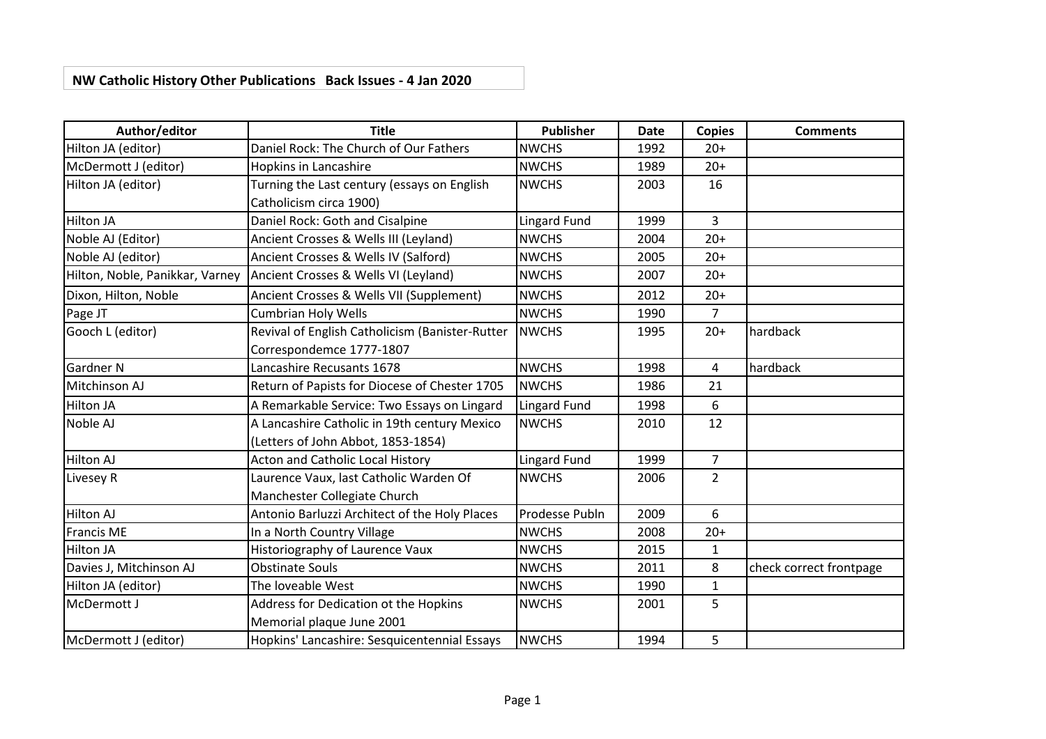**NW Catholic History Other Publications Back Issues - 4 Jan 2020**

| Author/editor | Title | Publisher | Date | Copies | Comments |
|---|---|---|---|---|---|
| Hilton JA (editor) | Daniel Rock: The Church of Our Fathers | NWCHS | 1992 | 20+ | |
| McDermott J (editor) | Hopkins in Lancashire | NWCHS | 1989 | 20+ | |
| Hilton JA (editor) | Turning the Last century (essays on English Catholicism circa 1900) | NWCHS | 2003 | 16 | |
| Hilton JA | Daniel Rock: Goth and Cisalpine | Lingard Fund | 1999 | 3 | |
| Noble AJ (Editor) | Ancient Crosses & Wells III (Leyland) | NWCHS | 2004 | 20+ | |
| Noble AJ (editor) | Ancient Crosses & Wells IV (Salford) | NWCHS | 2005 | 20+ | |
| Hilton, Noble, Panikkar, Varney | Ancient Crosses & Wells VI (Leyland) | NWCHS | 2007 | 20+ | |
| Dixon, Hilton, Noble | Ancient Crosses & Wells VII (Supplement) | NWCHS | 2012 | 20+ | |
| Page JT | Cumbrian Holy Wells | NWCHS | 1990 | 7 | |
| Gooch L (editor) | Revival of English Catholicism (Banister-Rutter Correspondemce 1777-1807 | NWCHS | 1995 | 20+ | hardback |
| Gardner N | Lancashire Recusants 1678 | NWCHS | 1998 | 4 | hardback |
| Mitchinson AJ | Return of Papists for Diocese of Chester 1705 | NWCHS | 1986 | 21 | |
| Hilton JA | A Remarkable Service: Two Essays on Lingard | Lingard Fund | 1998 | 6 | |
| Noble AJ | A Lancashire Catholic in 19th century Mexico (Letters of John Abbot, 1853-1854) | NWCHS | 2010 | 12 | |
| Hilton AJ | Acton and Catholic Local History | Lingard Fund | 1999 | 7 | |
| Livesey R | Laurence Vaux, last Catholic Warden Of Manchester Collegiate Church | NWCHS | 2006 | 2 | |
| Hilton AJ | Antonio Barluzzi Architect of the Holy Places | Prodesse Publn | 2009 | 6 | |
| Francis ME | In a North Country Village | NWCHS | 2008 | 20+ | |
| Hilton JA | Historiography of Laurence Vaux | NWCHS | 2015 | 1 | |
| Davies J, Mitchinson AJ | Obstinate Souls | NWCHS | 2011 | 8 | check correct frontpage |
| Hilton JA (editor) | The loveable West | NWCHS | 1990 | 1 | |
| McDermott J | Address for Dedication ot the Hopkins Memorial plaque June 2001 | NWCHS | 2001 | 5 | |
| McDermott J (editor) | Hopkins' Lancashire: Sesquicentennial Essays | NWCHS | 1994 | 5 | |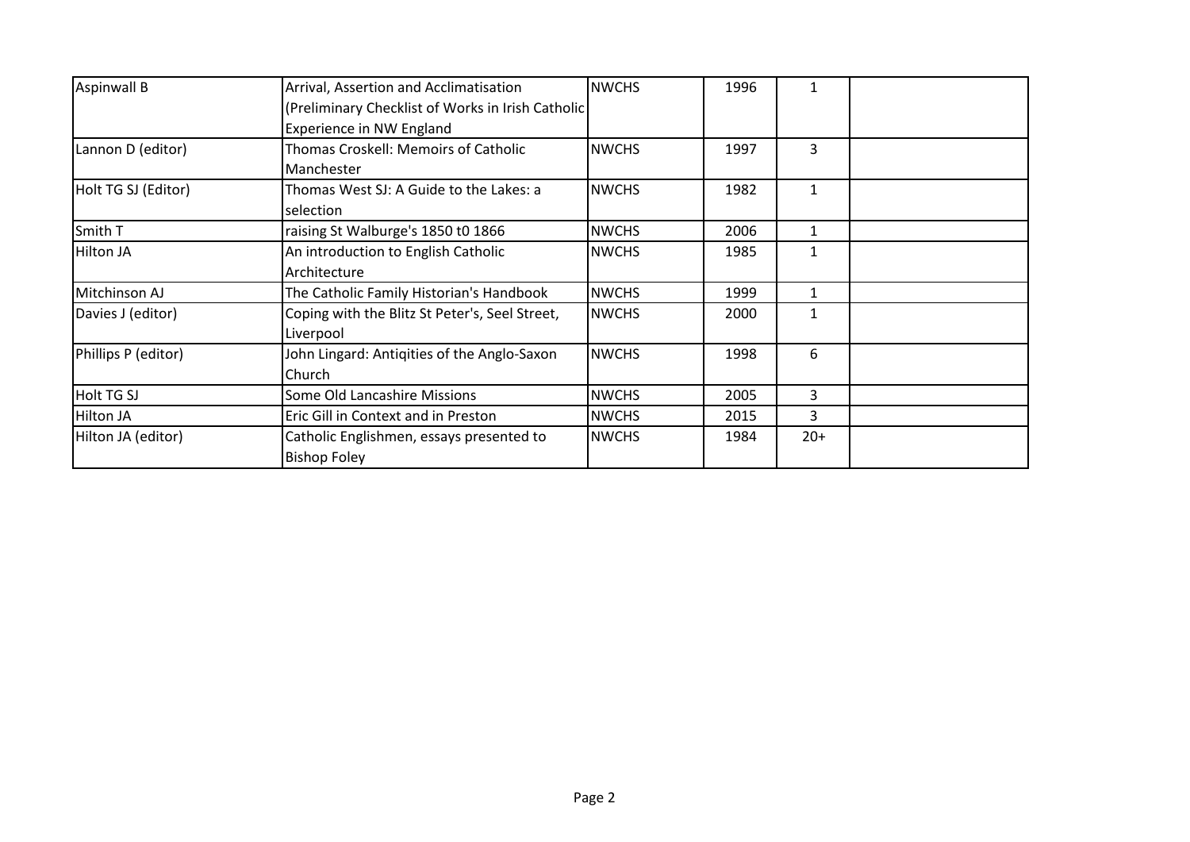| | | | | | |
|---|---|---|---|---|---|
| Aspinwall B | Arrival, Assertion and Acclimatisation (Preliminary Checklist of Works in Irish Catholic Experience in NW England | NWCHS | 1996 | 1 | |
| Lannon D (editor) | Thomas Croskell: Memoirs of Catholic Manchester | NWCHS | 1997 | 3 | |
| Holt TG SJ (Editor) | Thomas West SJ: A Guide to the Lakes: a selection | NWCHS | 1982 | 1 | |
| Smith T | raising St Walburge's 1850 t0 1866 | NWCHS | 2006 | 1 | |
| Hilton JA | An introduction to English Catholic Architecture | NWCHS | 1985 | 1 | |
| Mitchinson AJ | The Catholic Family Historian's Handbook | NWCHS | 1999 | 1 | |
| Davies J (editor) | Coping with the Blitz St Peter's, Seel Street, Liverpool | NWCHS | 2000 | 1 | |
| Phillips P (editor) | John Lingard: Antiqities of the Anglo-Saxon Church | NWCHS | 1998 | 6 | |
| Holt TG SJ | Some Old Lancashire Missions | NWCHS | 2005 | 3 | |
| Hilton JA | Eric Gill in Context and in Preston | NWCHS | 2015 | 3 | |
| Hilton JA (editor) | Catholic Englishmen, essays presented to Bishop Foley | NWCHS | 1984 | 20+ | |